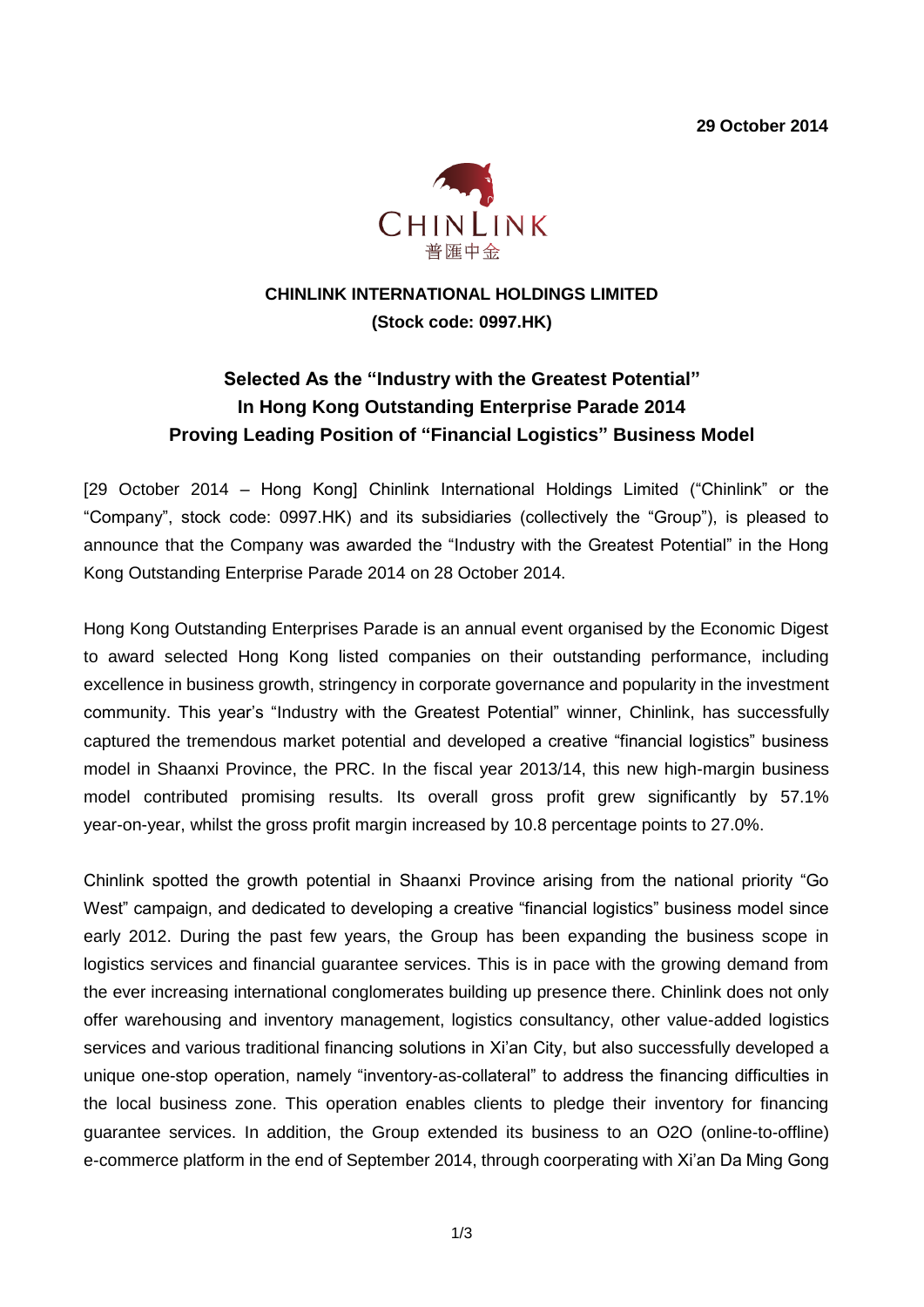**29 October 2014**

CHINLINK
普匯中金

**CHINLINK INTERNATIONAL HOLDINGS LIMITED**
**(Stock code: 0997.HK)**

# Selected As the "Industry with the Greatest Potential" In Hong Kong Outstanding Enterprise Parade 2014 Proving Leading Position of "Financial Logistics" Business Model

[29 October 2014 – Hong Kong] Chinlink International Holdings Limited ("Chinlink" or the "Company", stock code: 0997.HK) and its subsidiaries (collectively the "Group"), is pleased to announce that the Company was awarded the "Industry with the Greatest Potential" in the Hong Kong Outstanding Enterprise Parade 2014 on 28 October 2014.

Hong Kong Outstanding Enterprises Parade is an annual event organised by the Economic Digest to award selected Hong Kong listed companies on their outstanding performance, including excellence in business growth, stringency in corporate governance and popularity in the investment community. This year's "Industry with the Greatest Potential" winner, Chinlink, has successfully captured the tremendous market potential and developed a creative "financial logistics" business model in Shaanxi Province, the PRC. In the fiscal year 2013/14, this new high-margin business model contributed promising results. Its overall gross profit grew significantly by 57.1% year-on-year, whilst the gross profit margin increased by 10.8 percentage points to 27.0%.

Chinlink spotted the growth potential in Shaanxi Province arising from the national priority "Go West" campaign, and dedicated to developing a creative "financial logistics" business model since early 2012. During the past few years, the Group has been expanding the business scope in logistics services and financial guarantee services. This is in pace with the growing demand from the ever increasing international conglomerates building up presence there. Chinlink does not only offer warehousing and inventory management, logistics consultancy, other value-added logistics services and various traditional financing solutions in Xi'an City, but also successfully developed a unique one-stop operation, namely "inventory-as-collateral" to address the financing difficulties in the local business zone. This operation enables clients to pledge their inventory for financing guarantee services. In addition, the Group extended its business to an O2O (online-to-offline) e-commerce platform in the end of September 2014, through coorperating with Xi'an Da Ming Gong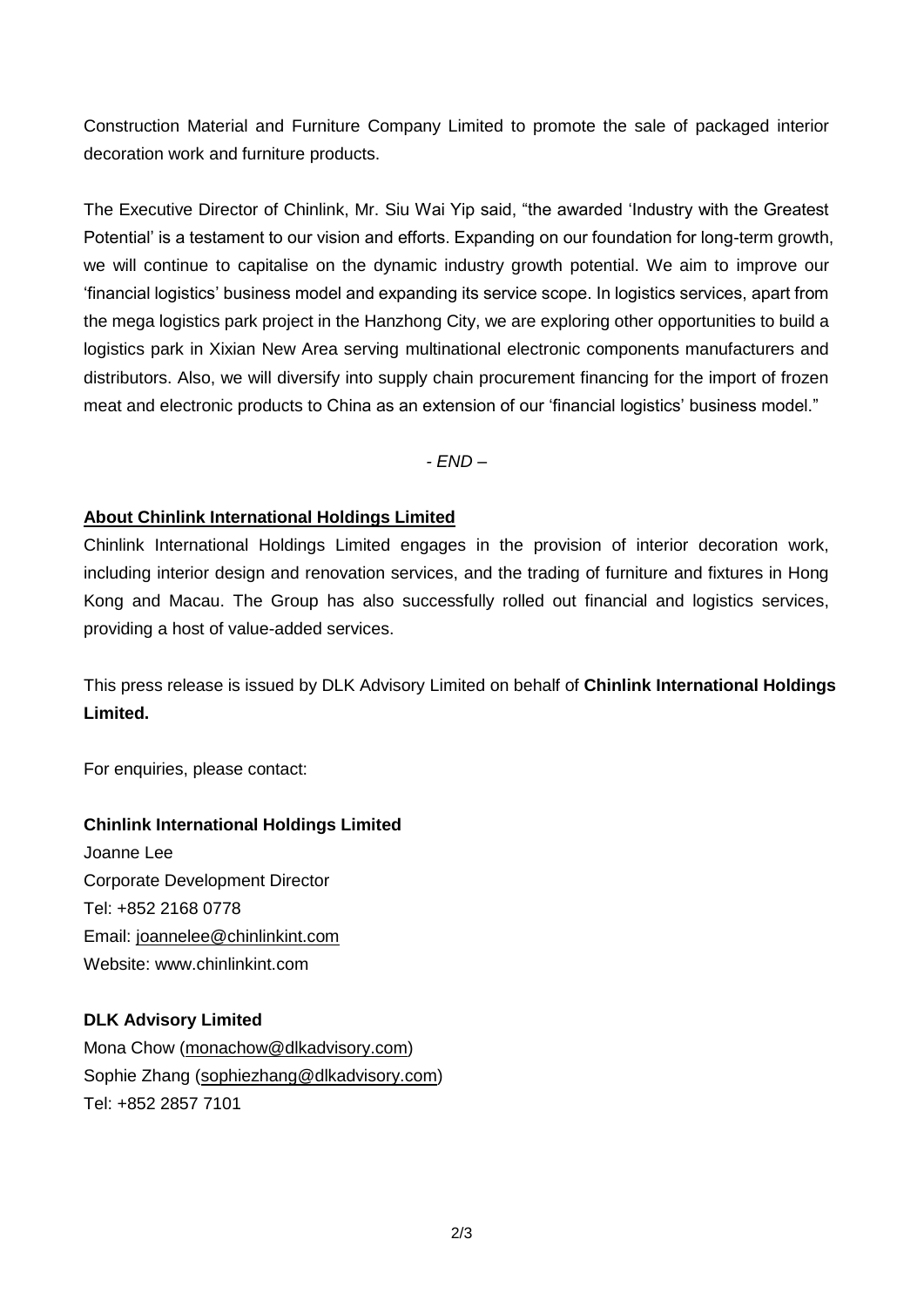Construction Material and Furniture Company Limited to promote the sale of packaged interior decoration work and furniture products.

The Executive Director of Chinlink, Mr. Siu Wai Yip said, "the awarded 'Industry with the Greatest Potential' is a testament to our vision and efforts. Expanding on our foundation for long-term growth, we will continue to capitalise on the dynamic industry growth potential. We aim to improve our 'financial logistics' business model and expanding its service scope. In logistics services, apart from the mega logistics park project in the Hanzhong City, we are exploring other opportunities to build a logistics park in Xixian New Area serving multinational electronic components manufacturers and distributors. Also, we will diversify into supply chain procurement financing for the import of frozen meat and electronic products to China as an extension of our 'financial logistics' business model."

*- END –*

**About Chinlink International Holdings Limited**

Chinlink International Holdings Limited engages in the provision of interior decoration work, including interior design and renovation services, and the trading of furniture and fixtures in Hong Kong and Macau. The Group has also successfully rolled out financial and logistics services, providing a host of value-added services.

This press release is issued by DLK Advisory Limited on behalf of **Chinlink International Holdings Limited.**

For enquiries, please contact:

**Chinlink International Holdings Limited**
Joanne Lee
Corporate Development Director
Tel: +852 2168 0778
Email: joannelee@chinlinkint.com
Website: www.chinlinkint.com

**DLK Advisory Limited**
Mona Chow (monachow@dlkadvisory.com)
Sophie Zhang (sophiezhang@dlkadvisory.com)
Tel: +852 2857 7101